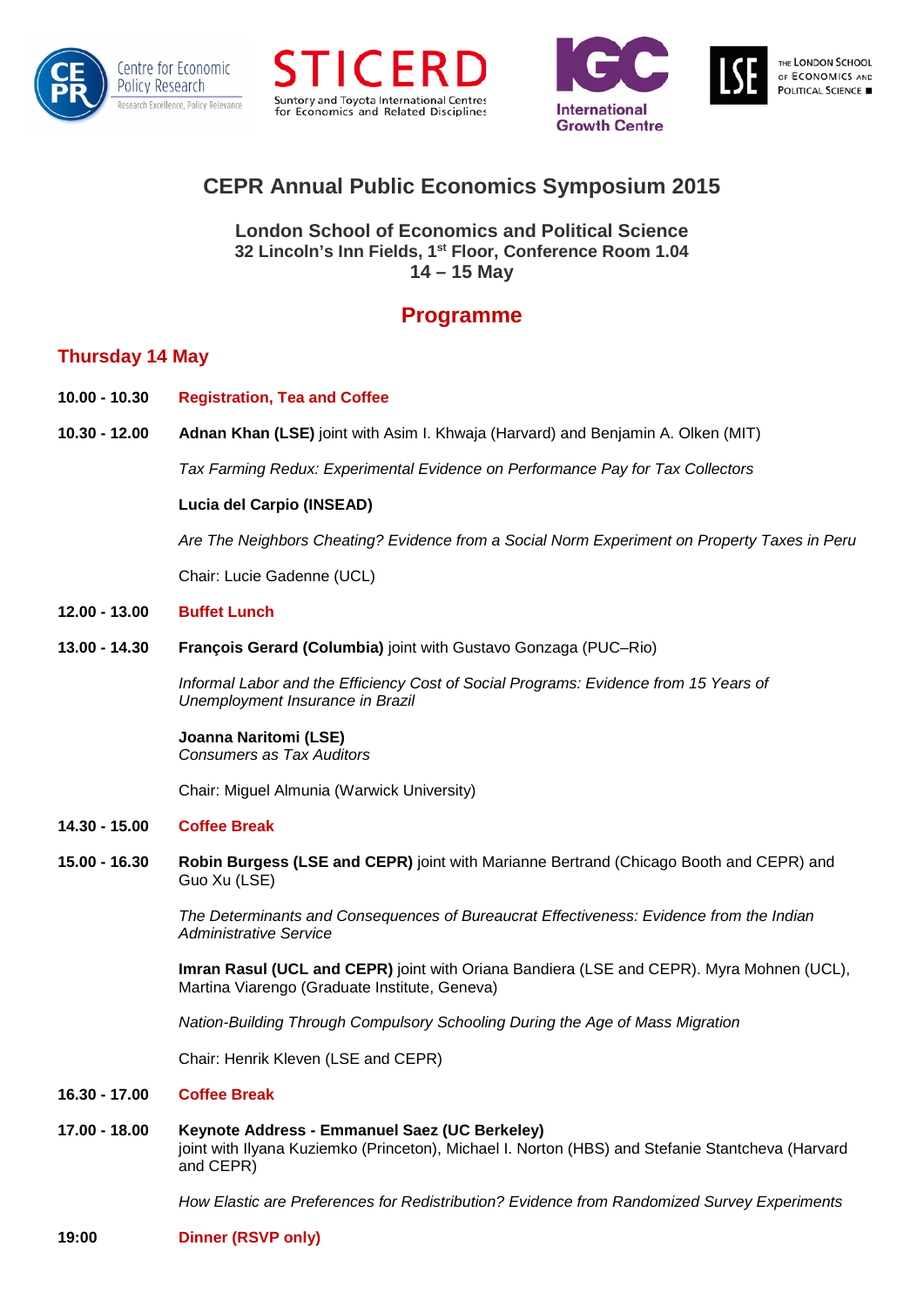# CEPR Annual Public Economics Symposium 2015

**London School of Economics and Political Science**
**32 Lincoln's Inn Fields, 1st Floor, Conference Room 1.04**
**14 – 15 May**

## Programme

### Thursday 14 May

**10.00 - 10.30** **Registration, Tea and Coffee**

**10.30 - 12.00** **Adnan Khan (LSE)** joint with Asim I. Khwaja (Harvard) and Benjamin A. Olken (MIT)

*Tax Farming Redux: Experimental Evidence on Performance Pay for Tax Collectors*

**Lucia del Carpio (INSEAD)**

*Are The Neighbors Cheating? Evidence from a Social Norm Experiment on Property Taxes in Peru*

Chair: Lucie Gadenne (UCL)

**12.00 - 13.00** **Buffet Lunch**

**13.00 - 14.30** **François Gerard (Columbia)** joint with Gustavo Gonzaga (PUC–Rio)

*Informal Labor and the Efficiency Cost of Social Programs: Evidence from 15 Years of Unemployment Insurance in Brazil*

**Joanna Naritomi (LSE)**
*Consumers as Tax Auditors*

Chair: Miguel Almunia (Warwick University)

**14.30 - 15.00** **Coffee Break**

**15.00 - 16.30** **Robin Burgess (LSE and CEPR)** joint with Marianne Bertrand (Chicago Booth and CEPR) and Guo Xu (LSE)

*The Determinants and Consequences of Bureaucrat Effectiveness: Evidence from the Indian Administrative Service*

**Imran Rasul (UCL and CEPR)** joint with Oriana Bandiera (LSE and CEPR). Myra Mohnen (UCL), Martina Viarengo (Graduate Institute, Geneva)

*Nation-Building Through Compulsory Schooling During the Age of Mass Migration*

Chair: Henrik Kleven (LSE and CEPR)

**16.30 - 17.00** **Coffee Break**

**17.00 - 18.00** **Keynote Address - Emmanuel Saez (UC Berkeley)**
joint with Ilyana Kuziemko (Princeton), Michael I. Norton (HBS) and Stefanie Stantcheva (Harvard and CEPR)

*How Elastic are Preferences for Redistribution? Evidence from Randomized Survey Experiments*

**19:00** **Dinner (RSVP only)**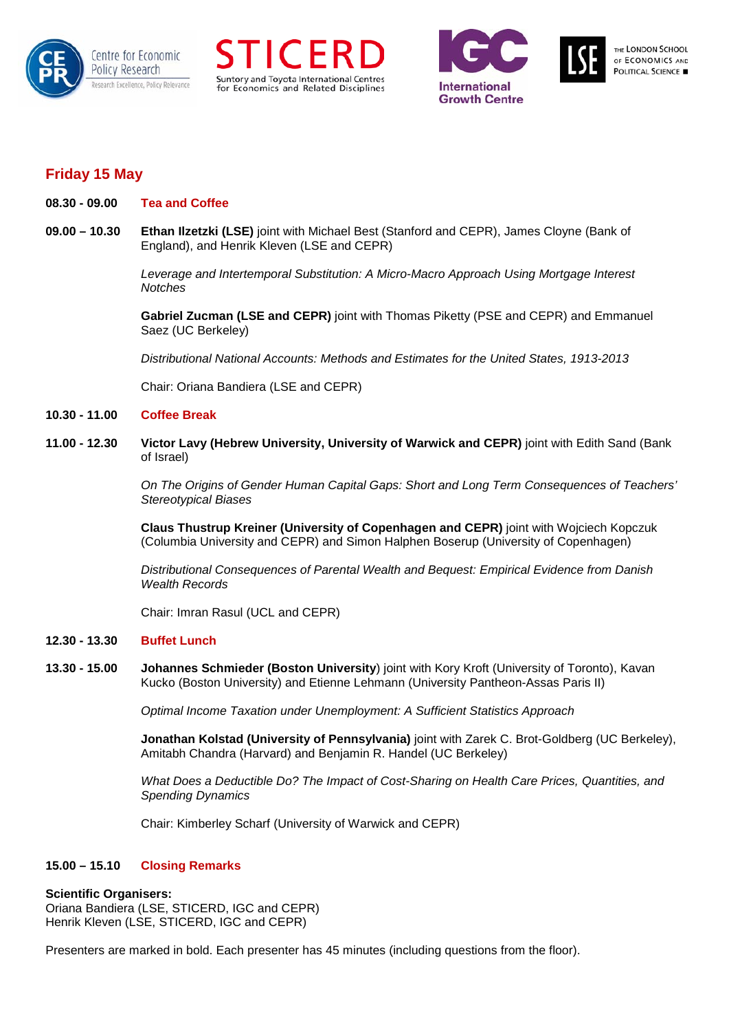## Friday 15 May

**08.30 - 09.00** **Tea and Coffee**

**09.00 – 10.30** **Ethan Ilzetzki (LSE)** joint with Michael Best (Stanford and CEPR), James Cloyne (Bank of England), and Henrik Kleven (LSE and CEPR)

*Leverage and Intertemporal Substitution: A Micro-Macro Approach Using Mortgage Interest Notches*

**Gabriel Zucman (LSE and CEPR)** joint with Thomas Piketty (PSE and CEPR) and Emmanuel Saez (UC Berkeley)

*Distributional National Accounts: Methods and Estimates for the United States, 1913-2013*

Chair: Oriana Bandiera (LSE and CEPR)

**10.30 - 11.00** **Coffee Break**

**11.00 - 12.30** **Victor Lavy (Hebrew University, University of Warwick and CEPR)** joint with Edith Sand (Bank of Israel)

*On The Origins of Gender Human Capital Gaps: Short and Long Term Consequences of Teachers' Stereotypical Biases*

**Claus Thustrup Kreiner (University of Copenhagen and CEPR)** joint with Wojciech Kopczuk (Columbia University and CEPR) and Simon Halphen Boserup (University of Copenhagen)

*Distributional Consequences of Parental Wealth and Bequest: Empirical Evidence from Danish Wealth Records*

Chair: Imran Rasul (UCL and CEPR)

**12.30 - 13.30** **Buffet Lunch**

**13.30 - 15.00** **Johannes Schmieder (Boston University)** joint with Kory Kroft (University of Toronto), Kavan Kucko (Boston University) and Etienne Lehmann (University Pantheon-Assas Paris II)

*Optimal Income Taxation under Unemployment: A Sufficient Statistics Approach*

**Jonathan Kolstad (University of Pennsylvania)** joint with Zarek C. Brot-Goldberg (UC Berkeley), Amitabh Chandra (Harvard) and Benjamin R. Handel (UC Berkeley)

*What Does a Deductible Do? The Impact of Cost-Sharing on Health Care Prices, Quantities, and Spending Dynamics*

Chair: Kimberley Scharf (University of Warwick and CEPR)

**15.00 – 15.10** **Closing Remarks**

**Scientific Organisers:**
Oriana Bandiera (LSE, STICERD, IGC and CEPR)
Henrik Kleven (LSE, STICERD, IGC and CEPR)

Presenters are marked in bold. Each presenter has 45 minutes (including questions from the floor).